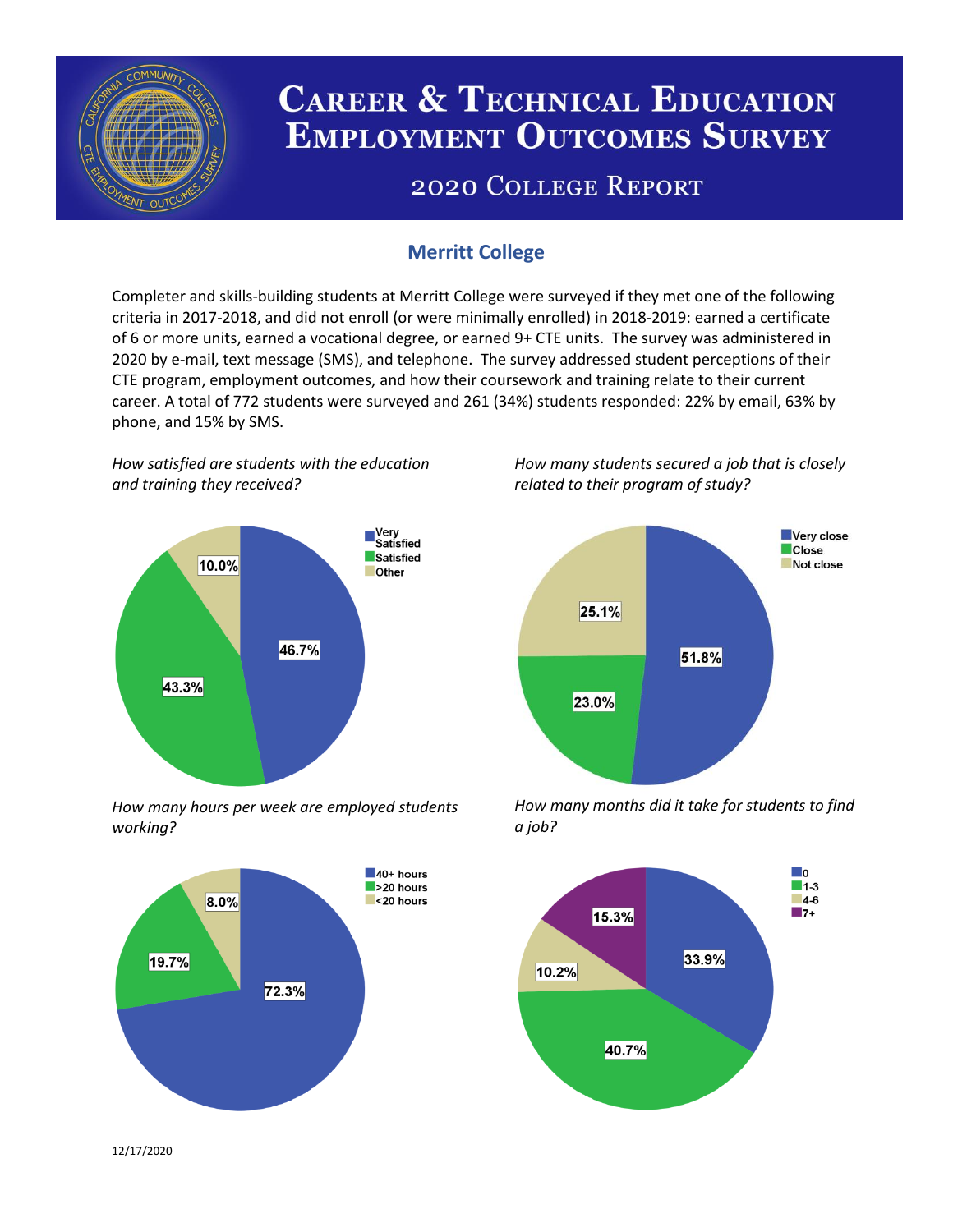# Career & Technical Education Employment Outcomes Survey

## 2020 College Report

### Merritt College

Completer and skills-building students at Merritt College were surveyed if they met one of the following criteria in 2017-2018, and did not enroll (or were minimally enrolled) in 2018-2019: earned a certificate of 6 or more units, earned a vocational degree, or earned 9+ CTE units. The survey was administered in 2020 by e-mail, text message (SMS), and telephone. The survey addressed student perceptions of their CTE program, employment outcomes, and how their coursework and training relate to their current career. A total of 772 students were surveyed and 261 (34%) students responded: 22% by email, 63% by phone, and 15% by SMS.

*How satisfied are students with the education and training they received?*

| Response | Percent |
|---|---|
| Very Satisfied | 46.7% |
| Satisfied | 43.3% |
| Other | 10.0% |

*How many students secured a job that is closely related to their program of study?*

| Response | Percent |
|---|---|
| Very close | 51.8% |
| Close | 23.0% |
| Not close | 25.1% |

*How many hours per week are employed students working?*

| Response | Percent |
|---|---|
| 40+ hours | 72.3% |
| >20 hours | 19.7% |
| <20 hours | 8.0% |

*How many months did it take for students to find a job?*

| Months | Percent |
|---|---|
| 0 | 33.9% |
| 1-3 | 40.7% |
| 4-6 | 10.2% |
| 7+ | 15.3% |

12/17/2020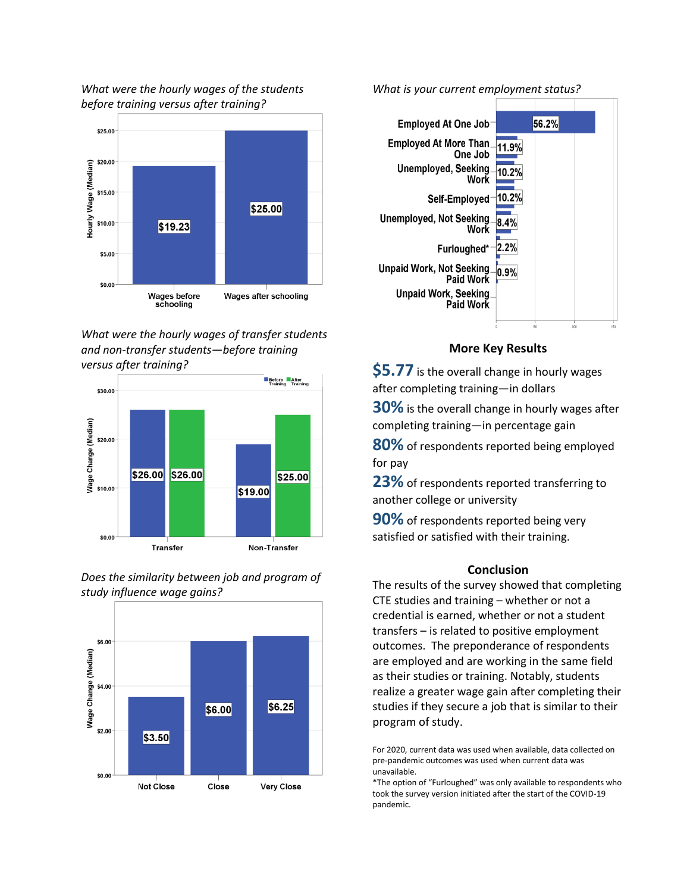*What were the hourly wages of the students before training versus after training?*

Hourly Wage (Median)

$25.00
$20.00
$15.00
$10.00
$5.00
$0.00

$19.23
$25.00

Wages before schooling
Wages after schooling

*What were the hourly wages of transfer students and non-transfer students—before training versus after training?*

Before Training
After Training

Wage Change (Median)

$30.00
$20.00
$10.00
$0.00

$26.00
$26.00
$19.00
$25.00

Transfer
Non-Transfer

*Does the similarity between job and program of study influence wage gains?*

Wage Change (Median)

$6.00
$4.00
$2.00
$0.00

$3.50
$6.00
$6.25

Not Close
Close
Very Close

*What is your current employment status?*

Employed At One Job 56.2%
Employed At More Than One Job 11.9%
Unemployed, Seeking Work 10.2%
Self-Employed 10.2%
Unemployed, Not Seeking Work 8.4%
Furloughed* 2.2%
Unpaid Work, Not Seeking Paid Work 0.9%
Unpaid Work, Seeking Paid Work

0
50
100
150

## More Key Results

**$5.77** is the overall change in hourly wages after completing training—in dollars

**30%** is the overall change in hourly wages after completing training—in percentage gain

**80%** of respondents reported being employed for pay

**23%** of respondents reported transferring to another college or university

**90%** of respondents reported being very satisfied or satisfied with their training.

## Conclusion

The results of the survey showed that completing CTE studies and training – whether or not a credential is earned, whether or not a student transfers – is related to positive employment outcomes. The preponderance of respondents are employed and are working in the same field as their studies or training. Notably, students realize a greater wage gain after completing their studies if they secure a job that is similar to their program of study.

For 2020, current data was used when available, data collected on pre-pandemic outcomes was used when current data was unavailable.
*The option of "Furloughed" was only available to respondents who took the survey version initiated after the start of the COVID-19 pandemic.